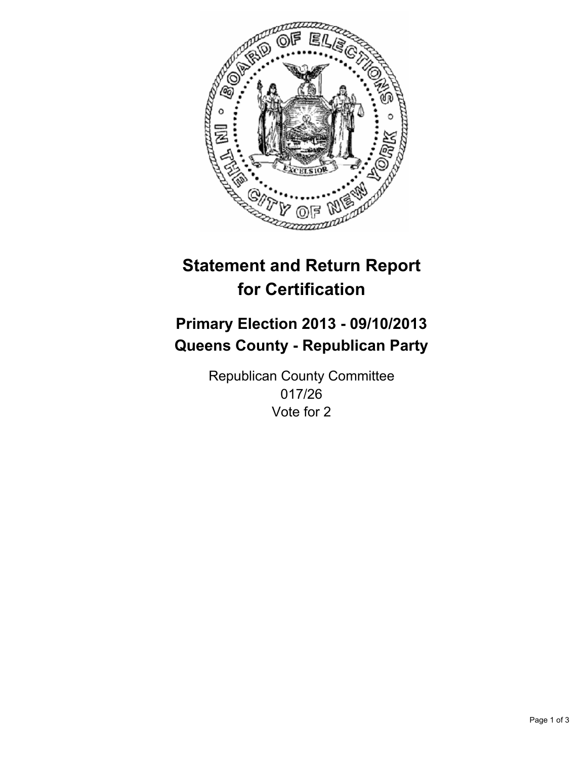# Statement and Return Report for Certification

## Primary Election 2013 - 09/10/2013
## Queens County - Republican Party

Republican County Committee
017/26
Vote for 2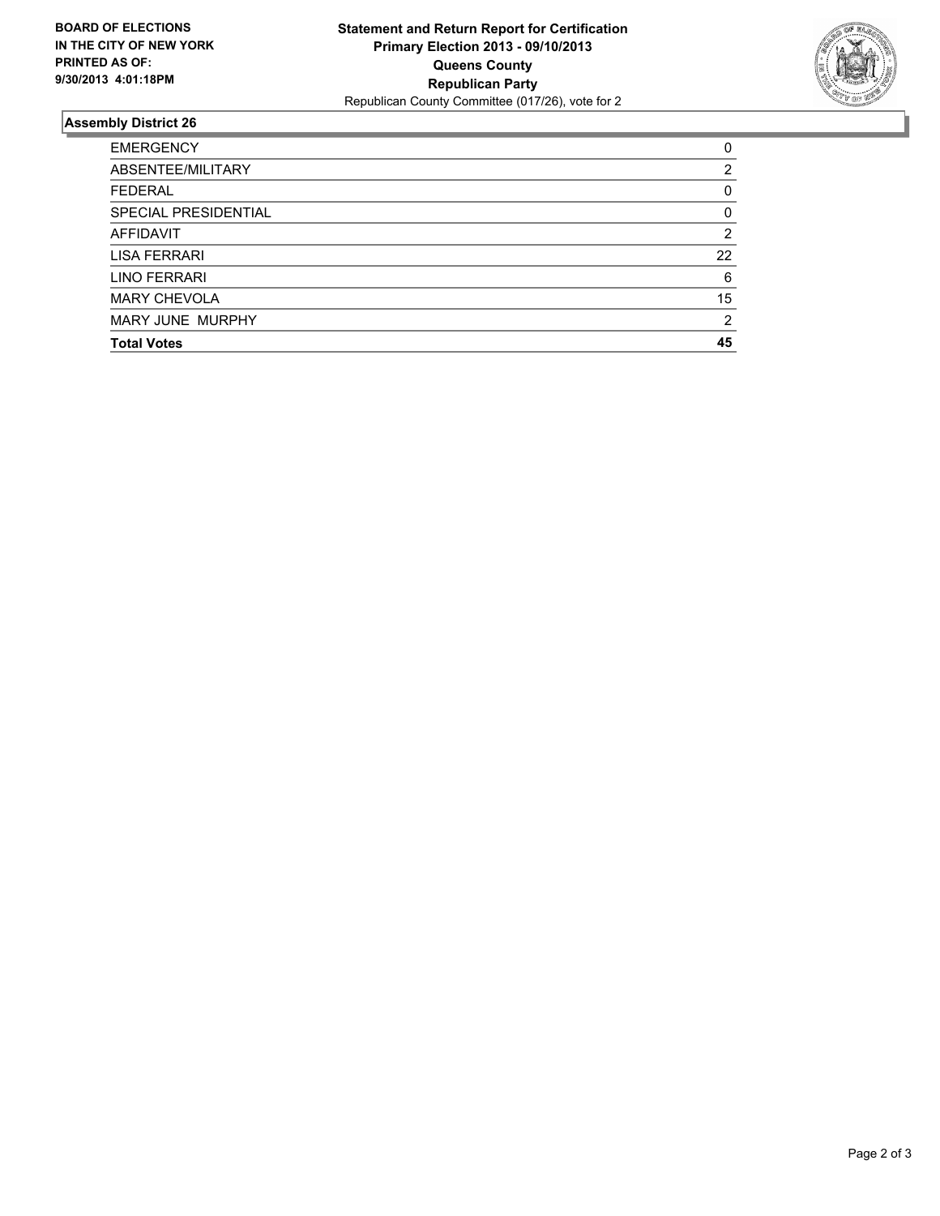**BOARD OF ELECTIONS IN THE CITY OF NEW YORK PRINTED AS OF: 9/30/2013 4:01:18PM**

**Statement and Return Report for Certification**
**Primary Election 2013 - 09/10/2013**
**Queens County**
**Republican Party**
Republican County Committee (017/26), vote for 2

## Assembly District 26

| | |
|---|---|
| EMERGENCY | 0 |
| ABSENTEE/MILITARY | 2 |
| FEDERAL | 0 |
| SPECIAL PRESIDENTIAL | 0 |
| AFFIDAVIT | 2 |
| LISA FERRARI | 22 |
| LINO FERRARI | 6 |
| MARY CHEVOLA | 15 |
| MARY JUNE MURPHY | 2 |
| **Total Votes** | **45** |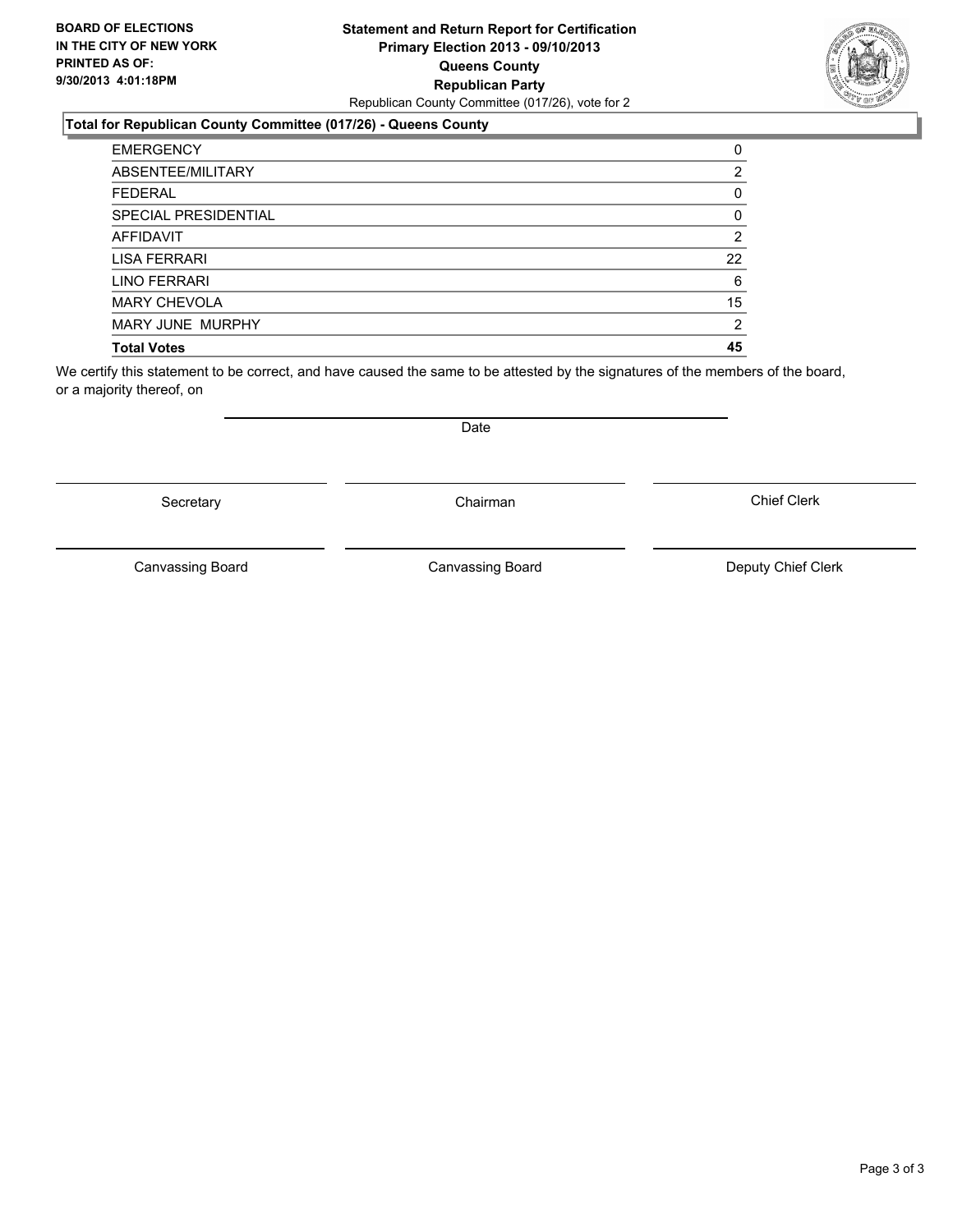**BOARD OF ELECTIONS**
**IN THE CITY OF NEW YORK**
**PRINTED AS OF:**
**9/30/2013 4:01:18PM**

**Statement and Return Report for Certification**
**Primary Election 2013 - 09/10/2013**
**Queens County**
**Republican Party**
Republican County Committee (017/26), vote for 2

### Total for Republican County Committee (017/26) - Queens County

| | |
|---|---|
| EMERGENCY | 0 |
| ABSENTEE/MILITARY | 2 |
| FEDERAL | 0 |
| SPECIAL PRESIDENTIAL | 0 |
| AFFIDAVIT | 2 |
| LISA FERRARI | 22 |
| LINO FERRARI | 6 |
| MARY CHEVOLA | 15 |
| MARY JUNE MURPHY | 2 |
| **Total Votes** | **45** |

We certify this statement to be correct, and have caused the same to be attested by the signatures of the members of the board, or a majority thereof, on

Date

Secretary

Chairman

Chief Clerk

Canvassing Board

Canvassing Board

Deputy Chief Clerk